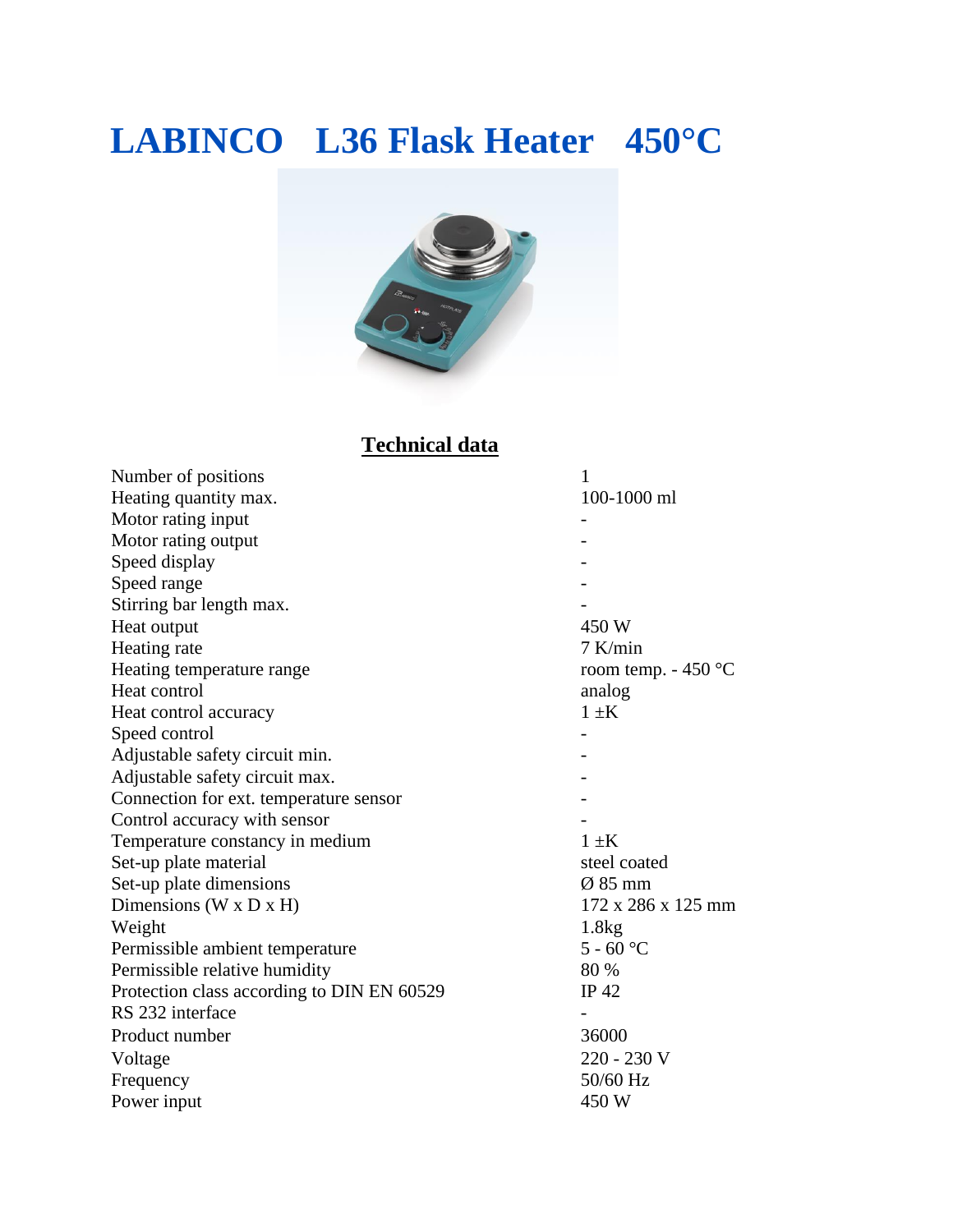# LABINCO L36 Flask Heater 450°C

## Technical data

| | |
|---|---|
| Number of positions | 1 |
| Heating quantity max. | 100-1000 ml |
| Motor rating input | - |
| Motor rating output | - |
| Speed display | - |
| Speed range | - |
| Stirring bar length max. | - |
| Heat output | 450 W |
| Heating rate | 7 K/min |
| Heating temperature range | room temp. - 450 °C |
| Heat control | analog |
| Heat control accuracy | 1 ±K |
| Speed control | - |
| Adjustable safety circuit min. | - |
| Adjustable safety circuit max. | - |
| Connection for ext. temperature sensor | - |
| Control accuracy with sensor | - |
| Temperature constancy in medium | 1 ±K |
| Set-up plate material | steel coated |
| Set-up plate dimensions | Ø 85 mm |
| Dimensions (W x D x H) | 172 x 286 x 125 mm |
| Weight | 1.8kg |
| Permissible ambient temperature | 5 - 60 °C |
| Permissible relative humidity | 80 % |
| Protection class according to DIN EN 60529 | IP 42 |
| RS 232 interface | - |
| Product number | 36000 |
| Voltage | 220 - 230 V |
| Frequency | 50/60 Hz |
| Power input | 450 W |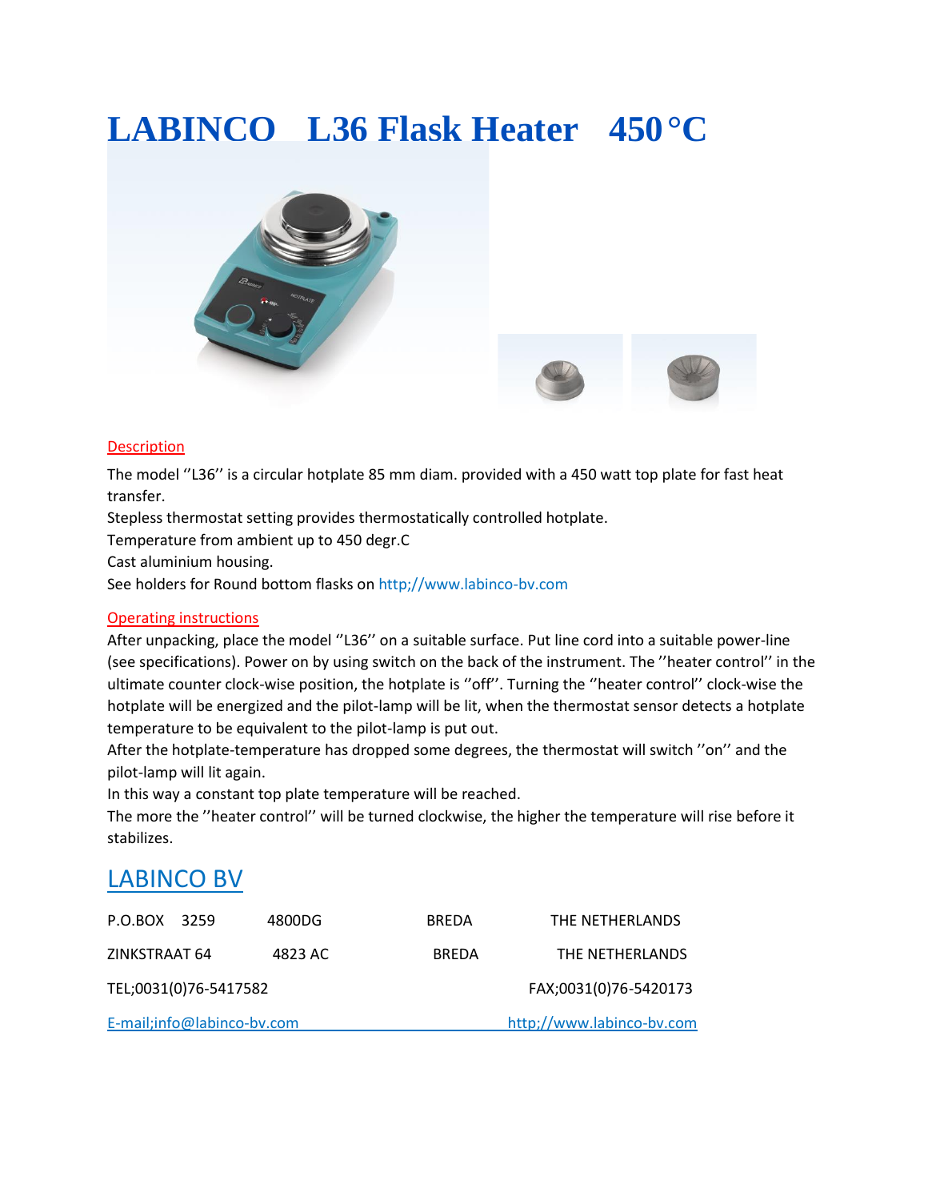# LABINCO L36 Flask Heater 450 °C

Description

The model ''L36'' is a circular hotplate 85 mm diam. provided with a 450 watt top plate for fast heat transfer.

Stepless thermostat setting provides thermostatically controlled hotplate.

Temperature from ambient up to 450 degr.C

Cast aluminium housing.

See holders for Round bottom flasks on http;//www.labinco-bv.com

Operating instructions

After unpacking, place the model ''L36'' on a suitable surface. Put line cord into a suitable power-line (see specifications). Power on by using switch on the back of the instrument. The ''heater control'' in the ultimate counter clock-wise position, the hotplate is ''off''. Turning the ''heater control'' clock-wise the hotplate will be energized and the pilot-lamp will be lit, when the thermostat sensor detects a hotplate temperature to be equivalent to the pilot-lamp is put out.

After the hotplate-temperature has dropped some degrees, the thermostat will switch ''on'' and the pilot-lamp will lit again.

In this way a constant top plate temperature will be reached.

The more the ''heater control'' will be turned clockwise, the higher the temperature will rise before it stabilizes.

## LABINCO BV

| | | | |
|---|---|---|---|
| P.O.BOX 3259 | 4800DG | BREDA | THE NETHERLANDS |
| ZINKSTRAAT 64 | 4823 AC | BREDA | THE NETHERLANDS |
| TEL;0031(0)76-5417582 | | | FAX;0031(0)76-5420173 |
| E-mail;info@labinco-bv.com | | | http;//www.labinco-bv.com |